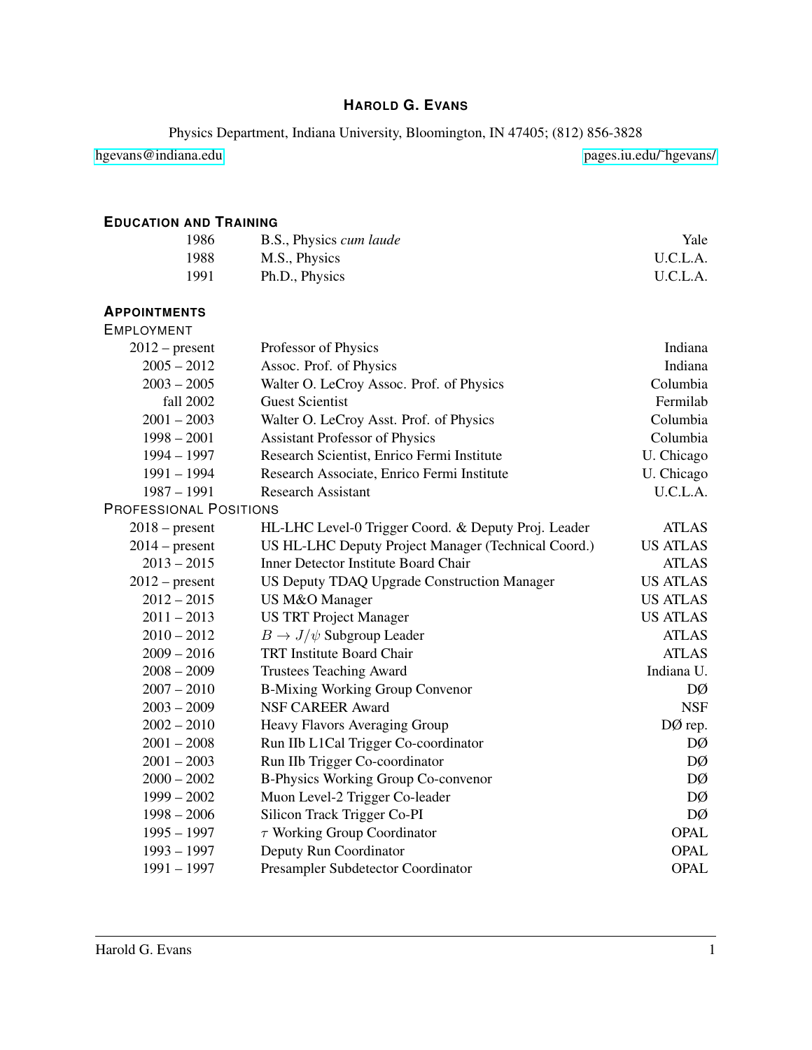# HAROLD G. EVANS

Physics Department, Indiana University, Bloomington, IN 47405; (812) 856-3828

hgevans@indiana.edu pages.iu.edu/~hgevans/

## EDUCATION AND TRAINING

| | | |
|---|---|---|
| 1986 | B.S., Physics *cum laude* | Yale |
| 1988 | M.S., Physics | U.C.L.A. |
| 1991 | Ph.D., Physics | U.C.L.A. |

## APPOINTMENTS

### EMPLOYMENT

| | | |
|---|---|---|
| 2012 – present | Professor of Physics | Indiana |
| 2005 – 2012 | Assoc. Prof. of Physics | Indiana |
| 2003 – 2005 | Walter O. LeCroy Assoc. Prof. of Physics | Columbia |
| fall 2002 | Guest Scientist | Fermilab |
| 2001 – 2003 | Walter O. LeCroy Asst. Prof. of Physics | Columbia |
| 1998 – 2001 | Assistant Professor of Physics | Columbia |
| 1994 – 1997 | Research Scientist, Enrico Fermi Institute | U. Chicago |
| 1991 – 1994 | Research Associate, Enrico Fermi Institute | U. Chicago |
| 1987 – 1991 | Research Assistant | U.C.L.A. |

### PROFESSIONAL POSITIONS

| | | |
|---|---|---|
| 2018 – present | HL-LHC Level-0 Trigger Coord. & Deputy Proj. Leader | ATLAS |
| 2014 – present | US HL-LHC Deputy Project Manager (Technical Coord.) | US ATLAS |
| 2013 – 2015 | Inner Detector Institute Board Chair | ATLAS |
| 2012 – present | US Deputy TDAQ Upgrade Construction Manager | US ATLAS |
| 2012 – 2015 | US M&O Manager | US ATLAS |
| 2011 – 2013 | US TRT Project Manager | US ATLAS |
| 2010 – 2012 | $B \to J/\psi$ Subgroup Leader | ATLAS |
| 2009 – 2016 | TRT Institute Board Chair | ATLAS |
| 2008 – 2009 | Trustees Teaching Award | Indiana U. |
| 2007 – 2010 | B-Mixing Working Group Convenor | DØ |
| 2003 – 2009 | NSF CAREER Award | NSF |
| 2002 – 2010 | Heavy Flavors Averaging Group | DØ rep. |
| 2001 – 2008 | Run IIb L1Cal Trigger Co-coordinator | DØ |
| 2001 – 2003 | Run IIb Trigger Co-coordinator | DØ |
| 2000 – 2002 | B-Physics Working Group Co-convenor | DØ |
| 1999 – 2002 | Muon Level-2 Trigger Co-leader | DØ |
| 1998 – 2006 | Silicon Track Trigger Co-PI | DØ |
| 1995 – 1997 | $\tau$ Working Group Coordinator | OPAL |
| 1993 – 1997 | Deputy Run Coordinator | OPAL |
| 1991 – 1997 | Presampler Subdetector Coordinator | OPAL |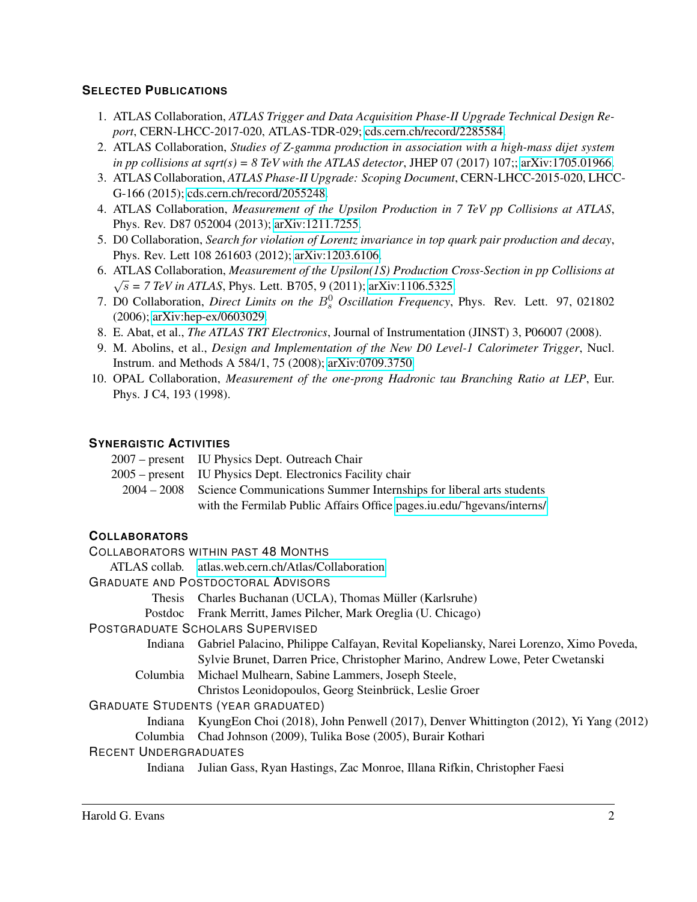### SELECTED PUBLICATIONS

1. ATLAS Collaboration, *ATLAS Trigger and Data Acquisition Phase-II Upgrade Technical Design Report*, CERN-LHCC-2017-020, ATLAS-TDR-029; cds.cern.ch/record/2285584.
2. ATLAS Collaboration, *Studies of Z-gamma production in association with a high-mass dijet system in pp collisions at sqrt(s) = 8 TeV with the ATLAS detector*, JHEP 07 (2017) 107;; arXiv:1705.01966.
3. ATLAS Collaboration, *ATLAS Phase-II Upgrade: Scoping Document*, CERN-LHCC-2015-020, LHCC-G-166 (2015); cds.cern.ch/record/2055248.
4. ATLAS Collaboration, *Measurement of the Upsilon Production in 7 TeV pp Collisions at ATLAS*, Phys. Rev. D87 052004 (2013); arXiv:1211.7255.
5. D0 Collaboration, *Search for violation of Lorentz invariance in top quark pair production and decay*, Phys. Rev. Lett 108 261603 (2012); arXiv:1203.6106.
6. ATLAS Collaboration, *Measurement of the Upsilon(1S) Production Cross-Section in pp Collisions at $\sqrt{s}$ = 7 TeV in ATLAS*, Phys. Lett. B705, 9 (2011); arXiv:1106.5325.
7. D0 Collaboration, *Direct Limits on the $B_s^0$ Oscillation Frequency*, Phys. Rev. Lett. 97, 021802 (2006); arXiv:hep-ex/0603029.
8. E. Abat, et al., *The ATLAS TRT Electronics*, Journal of Instrumentation (JINST) 3, P06007 (2008).
9. M. Abolins, et al., *Design and Implementation of the New D0 Level-1 Calorimeter Trigger*, Nucl. Instrum. and Methods A 584/1, 75 (2008); arXiv:0709.3750.
10. OPAL Collaboration, *Measurement of the one-prong Hadronic tau Branching Ratio at LEP*, Eur. Phys. J C4, 193 (1998).

### SYNERGISTIC ACTIVITIES

| | |
|---|---|
| 2007 – present | IU Physics Dept. Outreach Chair |
| 2005 – present | IU Physics Dept. Electronics Facility chair |
| 2004 – 2008 | Science Communications Summer Internships for liberal arts students with the Fermilab Public Affairs Office pages.iu.edu/˜hgevans/interns/ |

### COLLABORATORS

COLLABORATORS WITHIN PAST 48 MONTHS

ATLAS collab. atlas.web.cern.ch/Atlas/Collaboration

GRADUATE AND POSTDOCTORAL ADVISORS

| | |
|---|---|
| Thesis | Charles Buchanan (UCLA), Thomas Müller (Karlsruhe) |
| Postdoc | Frank Merritt, James Pilcher, Mark Oreglia (U. Chicago) |

POSTGRADUATE SCHOLARS SUPERVISED

| | |
|---|---|
| Indiana | Gabriel Palacino, Philippe Calfayan, Revital Kopeliansky, Narei Lorenzo, Ximo Poveda, Sylvie Brunet, Darren Price, Christopher Marino, Andrew Lowe, Peter Cwetanski |
| Columbia | Michael Mulhearn, Sabine Lammers, Joseph Steele, Christos Leonidopoulos, Georg Steinbrück, Leslie Groer |

GRADUATE STUDENTS (YEAR GRADUATED)

| | |
|---|---|
| Indiana | KyungEon Choi (2018), John Penwell (2017), Denver Whittington (2012), Yi Yang (2012) |
| Columbia | Chad Johnson (2009), Tulika Bose (2005), Burair Kothari |

RECENT UNDERGRADUATES

| | |
|---|---|
| Indiana | Julian Gass, Ryan Hastings, Zac Monroe, Illana Rifkin, Christopher Faesi |